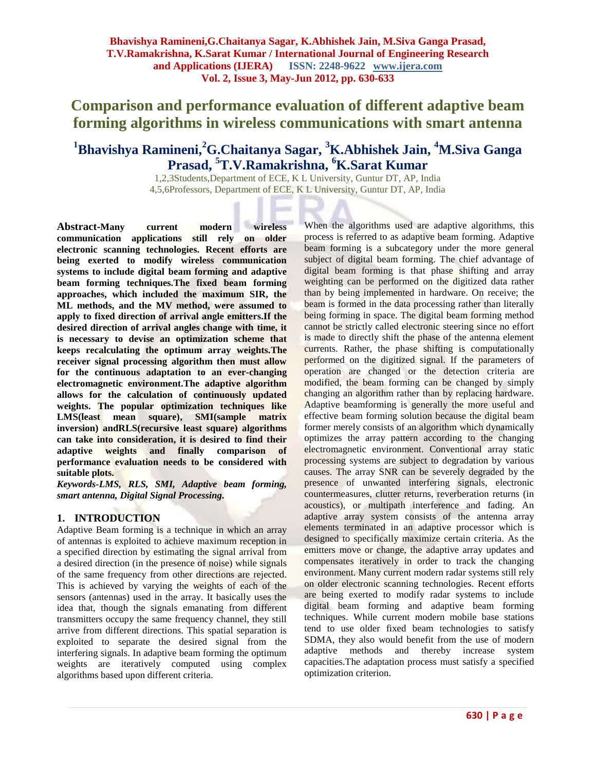# Comparison and performance evaluation of different adaptive beam forming algorithms in wireless communications with smart antenna

## [1]Bhavishya Ramineni,[2]G.Chaitanya Sagar, [3]K.Abhishek Jain, [4]M.Siva Ganga Prasad, [5]T.V.Ramakrishna, [6]K.Sarat Kumar

1,2,3Students,Department of ECE, K L University, Guntur DT, AP, India
4,5,6Professors, Department of ECE, K L University, Guntur DT, AP, India

**Abstract-Many current modern wireless communication applications still rely on older electronic scanning technologies. Recent efforts are being exerted to modify wireless communication systems to include digital beam forming and adaptive beam forming techniques.The fixed beam forming approaches, which included the maximum SIR, the ML methods, and the MV method, were assumed to apply to fixed direction of arrival angle emitters.If the desired direction of arrival angles change with time, it is necessary to devise an optimization scheme that keeps recalculating the optimum array weights.The receiver signal processing algorithm then must allow for the continuous adaptation to an ever-changing electromagnetic environment.The adaptive algorithm allows for the calculation of continuously updated weights. The popular optimization techniques like LMS(least mean square), SMI(sample matrix inversion) andRLS(recursive least square) algorithms can take into consideration, it is desired to find their adaptive weights and finally comparison of performance evaluation needs to be considered with suitable plots.**

***Keywords-LMS, RLS, SMI, Adaptive beam forming, smart antenna, Digital Signal Processing.***

## 1. INTRODUCTION

Adaptive Beam forming is a technique in which an array of antennas is exploited to achieve maximum reception in a specified direction by estimating the signal arrival from a desired direction (in the presence of noise) while signals of the same frequency from other directions are rejected. This is achieved by varying the weights of each of the sensors (antennas) used in the array. It basically uses the idea that, though the signals emanating from different transmitters occupy the same frequency channel, they still arrive from different directions. This spatial separation is exploited to separate the desired signal from the interfering signals. In adaptive beam forming the optimum weights are iteratively computed using complex algorithms based upon different criteria.

When the algorithms used are adaptive algorithms, this process is referred to as adaptive beam forming. Adaptive beam forming is a subcategory under the more general subject of digital beam forming. The chief advantage of digital beam forming is that phase shifting and array weighting can be performed on the digitized data rather than by being implemented in hardware. On receive; the beam is formed in the data processing rather than literally being forming in space. The digital beam forming method cannot be strictly called electronic steering since no effort is made to directly shift the phase of the antenna element currents. Rather, the phase shifting is computationally performed on the digitized signal. If the parameters of operation are changed or the detection criteria are modified, the beam forming can be changed by simply changing an algorithm rather than by replacing hardware. Adaptive beamforming is generally the more useful and effective beam forming solution because the digital beam former merely consists of an algorithm which dynamically optimizes the array pattern according to the changing electromagnetic environment. Conventional array static processing systems are subject to degradation by various causes. The array SNR can be severely degraded by the presence of unwanted interfering signals, electronic countermeasures, clutter returns, reverberation returns (in acoustics), or multipath interference and fading. An adaptive array system consists of the antenna array elements terminated in an adaptive processor which is designed to specifically maximize certain criteria. As the emitters move or change, the adaptive array updates and compensates iteratively in order to track the changing environment. Many current modern radar systems still rely on older electronic scanning technologies. Recent efforts are being exerted to modify radar systems to include digital beam forming and adaptive beam forming techniques. While current modern mobile base stations tend to use older fixed beam technologies to satisfy SDMA, they also would benefit from the use of modern adaptive methods and thereby increase system capacities.The adaptation process must satisfy a specified optimization criterion.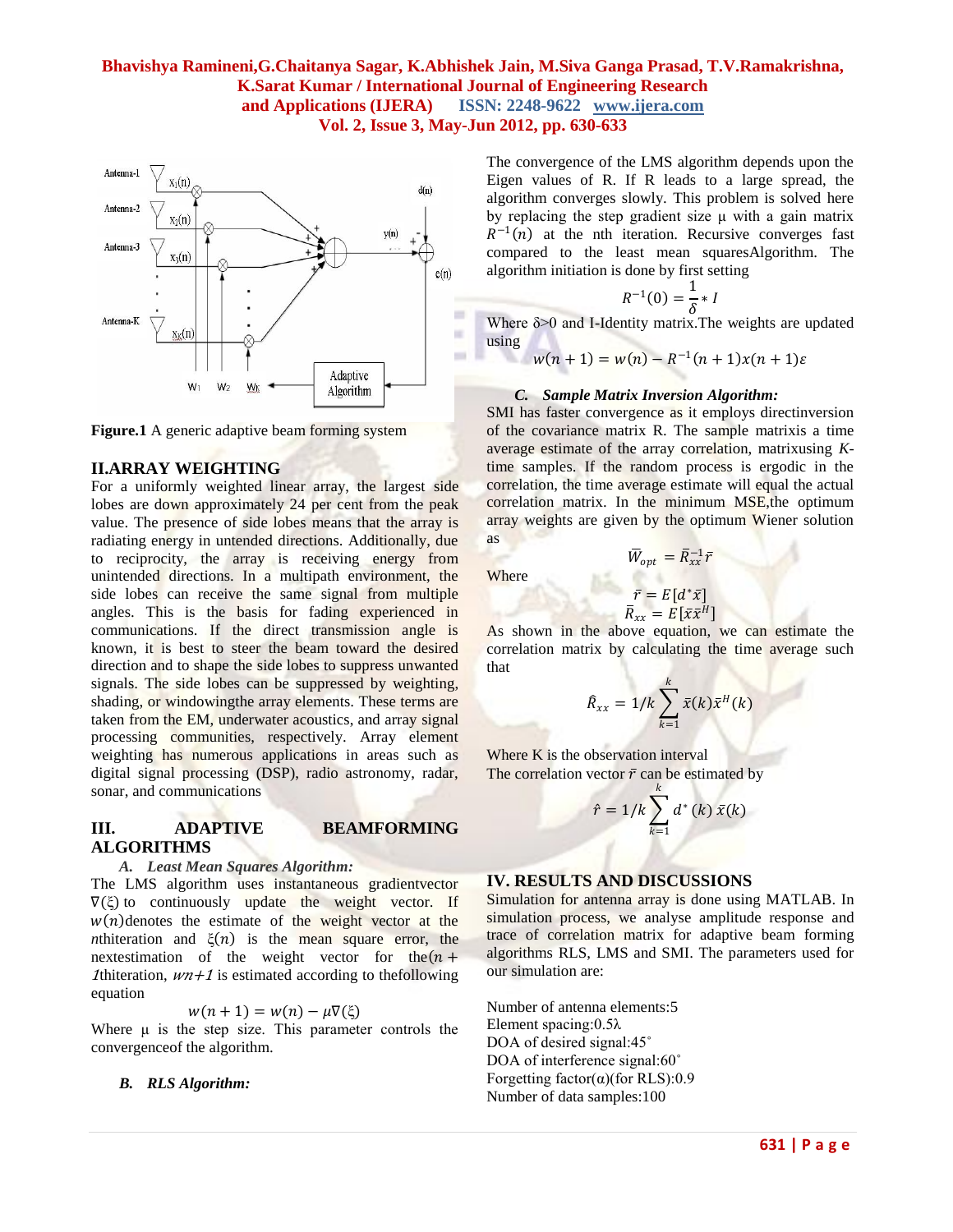Figure.1 A generic adaptive beam forming system

## II.ARRAY WEIGHTING

For a uniformly weighted linear array, the largest side lobes are down approximately 24 per cent from the peak value. The presence of side lobes means that the array is radiating energy in untended directions. Additionally, due to reciprocity, the array is receiving energy from unintended directions. In a multipath environment, the side lobes can receive the same signal from multiple angles. This is the basis for fading experienced in communications. If the direct transmission angle is known, it is best to steer the beam toward the desired direction and to shape the side lobes to suppress unwanted signals. The side lobes can be suppressed by weighting, shading, or windowingthe array elements. These terms are taken from the EM, underwater acoustics, and array signal processing communities, respectively. Array element weighting has numerous applications in areas such as digital signal processing (DSP), radio astronomy, radar, sonar, and communications

## III. ADAPTIVE BEAMFORMING ALGORITHMS

### *A. Least Mean Squares Algorithm:*

The LMS algorithm uses instantaneous gradientvector $\nabla(\xi)$ to continuously update the weight vector. If $w(n)$denotes the estimate of the weight vector at the *n*thiteration and $\xi(n)$ is the mean square error, the nextestimation of the weight vector for the$(n+1)$thiteration, $wn+1$ is estimated according to thefollowing equation

$$w(n+1) = w(n) - \mu\nabla(\xi)$$

Where μ is the step size. This parameter controls the convergenceof the algorithm.

### *B. RLS Algorithm:*

The convergence of the LMS algorithm depends upon the Eigen values of R. If R leads to a large spread, the algorithm converges slowly. This problem is solved here by replacing the step gradient size μ with a gain matrix $R^{-1}(n)$ at the nth iteration. Recursive converges fast compared to the least mean squaresAlgorithm. The algorithm initiation is done by first setting

$$R^{-1}(0) = \frac{1}{\delta} * I$$

Where δ>0 and I-Identity matrix.The weights are updated using

$$w(n+1) = w(n) - R^{-1}(n+1)x(n+1)\varepsilon$$

### *C. Sample Matrix Inversion Algorithm:*

SMI has faster convergence as it employs directinversion of the covariance matrix R. The sample matrixis a time average estimate of the array correlation, matrixusing *K*-time samples. If the random process is ergodic in the correlation, the time average estimate will equal the actual correlation matrix. In the minimum MSE,the optimum array weights are given by the optimum Wiener solution as

$$\bar{W}_{opt} = \bar{R}_{xx}^{-1}\bar{r}$$

Where

$$\bar{r} = E[d^*\bar{x}]$$

$$\bar{R}_{xx} = E[\bar{x}\bar{x}^H]$$

As shown in the above equation, we can estimate the correlation matrix by calculating the time average such that

$$\hat{R}_{xx} = 1/k\sum_{k=1}^{k}\bar{x}(k)\bar{x}^H(k)$$

Where K is the observation interval

The correlation vector $\bar{r}$ can be estimated by

$$\hat{r} = 1/k\sum_{k=1}^{k} d^*(k)\,\bar{x}(k)$$

## IV. RESULTS AND DISCUSSIONS

Simulation for antenna array is done using MATLAB. In simulation process, we analyse amplitude response and trace of correlation matrix for adaptive beam forming algorithms RLS, LMS and SMI. The parameters used for our simulation are:

Number of antenna elements:5
Element spacing:0.5λ
DOA of desired signal:45˚
DOA of interference signal:60˚
Forgetting factor(α)(for RLS):0.9
Number of data samples:100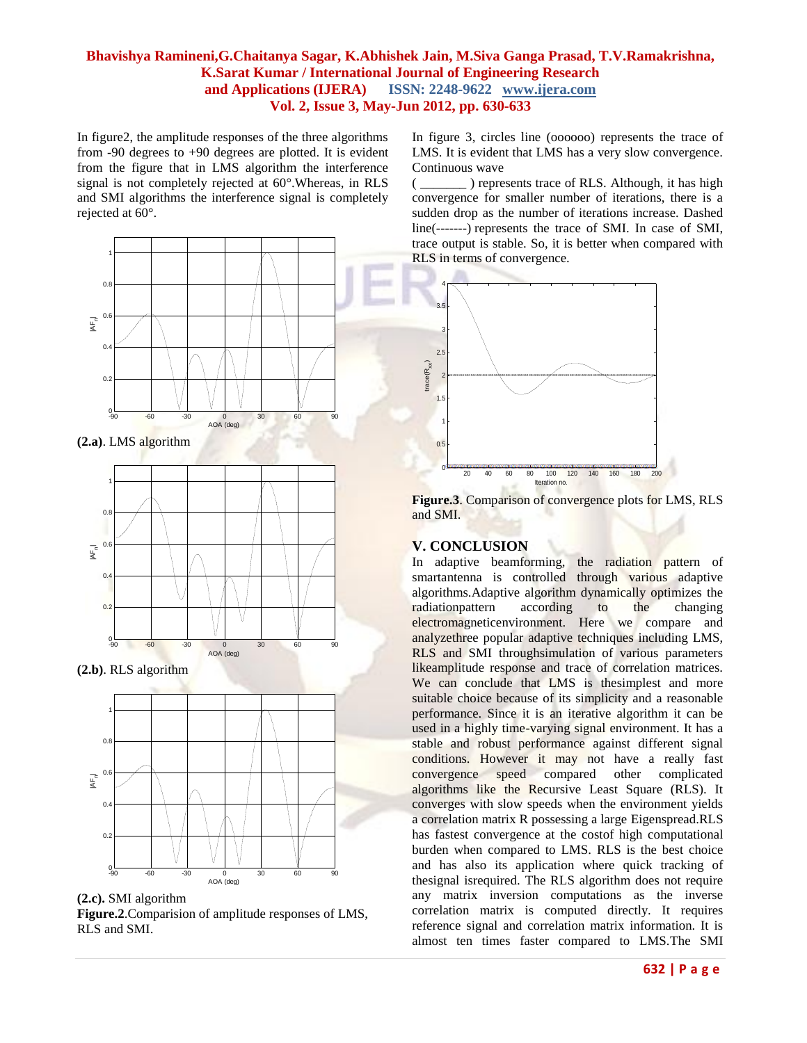In figure2, the amplitude responses of the three algorithms from -90 degrees to +90 degrees are plotted. It is evident from the figure that in LMS algorithm the interference signal is not completely rejected at 60°.Whereas, in RLS and SMI algorithms the interference signal is completely rejected at 60°.

**(2.a)**. LMS algorithm

**(2.b)**. RLS algorithm

**(2.c).** SMI algorithm

**Figure.2**.Comparision of amplitude responses of LMS, RLS and SMI.

In figure 3, circles line (oooooo) represents the trace of LMS. It is evident that LMS has a very slow convergence. Continuous wave ( _______ ) represents trace of RLS. Although, it has high convergence for smaller number of iterations, there is a sudden drop as the number of iterations increase. Dashed line(-------) represents the trace of SMI. In case of SMI, trace output is stable. So, it is better when compared with RLS in terms of convergence.

**Figure.3**. Comparison of convergence plots for LMS, RLS and SMI.

## V. CONCLUSION

In adaptive beamforming, the radiation pattern of smartantenna is controlled through various adaptive algorithms.Adaptive algorithm dynamically optimizes the radiationpattern according to the changing electromagneticenvironment. Here we compare and analyzethree popular adaptive techniques including LMS, RLS and SMI throughsimulation of various parameters likeamplitude response and trace of correlation matrices. We can conclude that LMS is thesimplest and more suitable choice because of its simplicity and a reasonable performance. Since it is an iterative algorithm it can be used in a highly time-varying signal environment. It has a stable and robust performance against different signal conditions. However it may not have a really fast convergence speed compared other complicated algorithms like the Recursive Least Square (RLS). It converges with slow speeds when the environment yields a correlation matrix R possessing a large Eigenspread.RLS has fastest convergence at the costof high computational burden when compared to LMS. RLS is the best choice and has also its application where quick tracking of thesignal isrequired. The RLS algorithm does not require any matrix inversion computations as the inverse correlation matrix is computed directly. It requires reference signal and correlation matrix information. It is almost ten times faster compared to LMS.The SMI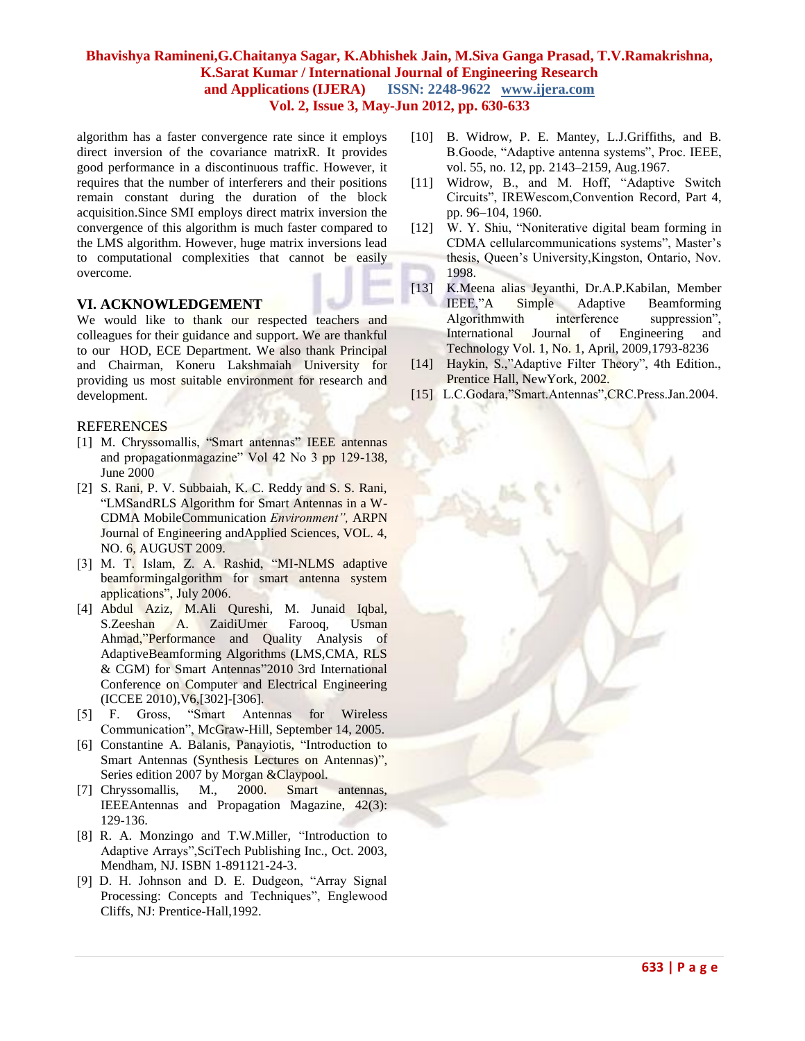algorithm has a faster convergence rate since it employs direct inversion of the covariance matrixR. It provides good performance in a discontinuous traffic. However, it requires that the number of interferers and their positions remain constant during the duration of the block acquisition.Since SMI employs direct matrix inversion the convergence of this algorithm is much faster compared to the LMS algorithm. However, huge matrix inversions lead to computational complexities that cannot be easily overcome.

## VI. ACKNOWLEDGEMENT

We would like to thank our respected teachers and colleagues for their guidance and support. We are thankful to our HOD, ECE Department. We also thank Principal and Chairman, Koneru Lakshmaiah University for providing us most suitable environment for research and development.

## REFERENCES

[1] M. Chryssomallis, "Smart antennas" IEEE antennas and propagationmagazine" Vol 42 No 3 pp 129-138, June 2000

[2] S. Rani, P. V. Subbaiah, K. C. Reddy and S. S. Rani, "LMSandRLS Algorithm for Smart Antennas in a W-CDMA MobileCommunication *Environment",* ARPN Journal of Engineering andApplied Sciences, VOL. 4, NO. 6, AUGUST 2009.

[3] M. T. Islam, Z. A. Rashid, "MI-NLMS adaptive beamformingalgorithm for smart antenna system applications", July 2006.

[4] Abdul Aziz, M.Ali Qureshi, M. Junaid Iqbal, S.Zeeshan A. ZaidiUmer Farooq, Usman Ahmad,"Performance and Quality Analysis of AdaptiveBeamforming Algorithms (LMS,CMA, RLS & CGM) for Smart Antennas"2010 3rd International Conference on Computer and Electrical Engineering (ICCEE 2010),V6,[302]-[306].

[5] F. Gross, "Smart Antennas for Wireless Communication", McGraw-Hill, September 14, 2005.

[6] Constantine A. Balanis, Panayiotis, "Introduction to Smart Antennas (Synthesis Lectures on Antennas)", Series edition 2007 by Morgan &Claypool.

[7] Chryssomallis, M., 2000. Smart antennas, IEEEAntennas and Propagation Magazine, 42(3): 129-136.

[8] R. A. Monzingo and T.W.Miller, "Introduction to Adaptive Arrays",SciTech Publishing Inc., Oct. 2003, Mendham, NJ. ISBN 1-891121-24-3.

[9] D. H. Johnson and D. E. Dudgeon, "Array Signal Processing: Concepts and Techniques", Englewood Cliffs, NJ: Prentice-Hall,1992.

[10] B. Widrow, P. E. Mantey, L.J.Griffiths, and B. B.Goode, "Adaptive antenna systems", Proc. IEEE, vol. 55, no. 12, pp. 2143–2159, Aug.1967.

[11] Widrow, B., and M. Hoff, "Adaptive Switch Circuits", IREWescom,Convention Record, Part 4, pp. 96–104, 1960.

[12] W. Y. Shiu, "Noniterative digital beam forming in CDMA cellularcommunications systems", Master's thesis, Queen's University,Kingston, Ontario, Nov. 1998.

[13] K.Meena alias Jeyanthi, Dr.A.P.Kabilan, Member IEEE,"A Simple Adaptive Beamforming Algorithmwith interference suppression", International Journal of Engineering and Technology Vol. 1, No. 1, April, 2009,1793-8236

[14] Haykin, S.,"Adaptive Filter Theory", 4th Edition., Prentice Hall, NewYork, 2002.

[15] L.C.Godara,"Smart.Antennas",CRC.Press.Jan.2004.